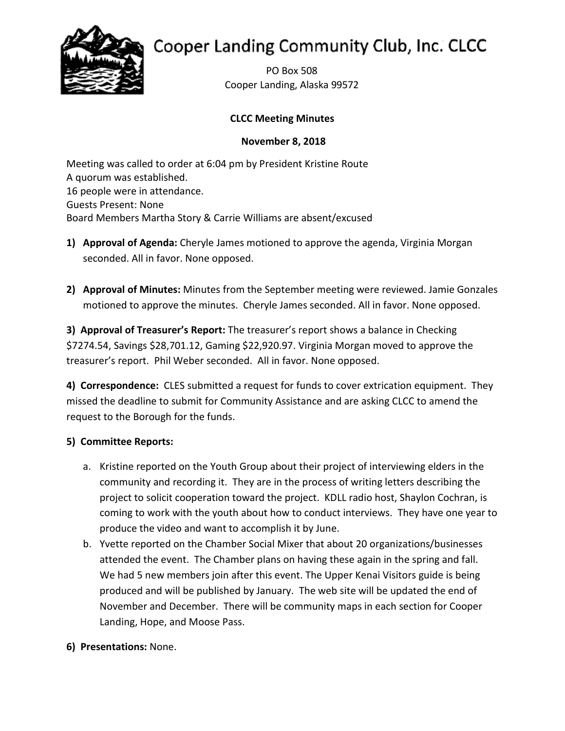# Cooper Landing Community Club, Inc. CLCC

PO Box 508
Cooper Landing, Alaska 99572

**CLCC Meeting Minutes**

**November 8, 2018**

Meeting was called to order at 6:04 pm by President Kristine Route
A quorum was established.
16 people were in attendance.
Guests Present: None
Board Members Martha Story & Carrie Williams are absent/excused

1) **Approval of Agenda:** Cheryle James motioned to approve the agenda, Virginia Morgan seconded. All in favor. None opposed.

2) **Approval of Minutes:** Minutes from the September meeting were reviewed. Jamie Gonzales motioned to approve the minutes. Cheryle James seconded. All in favor. None opposed.

**3) Approval of Treasurer's Report:** The treasurer's report shows a balance in Checking $7274.54, Savings $28,701.12, Gaming $22,920.97. Virginia Morgan moved to approve the treasurer's report. Phil Weber seconded. All in favor. None opposed.

**4) Correspondence:** CLES submitted a request for funds to cover extrication equipment. They missed the deadline to submit for Community Assistance and are asking CLCC to amend the request to the Borough for the funds.

**5) Committee Reports:**

a. Kristine reported on the Youth Group about their project of interviewing elders in the community and recording it. They are in the process of writing letters describing the project to solicit cooperation toward the project. KDLL radio host, Shaylon Cochran, is coming to work with the youth about how to conduct interviews. They have one year to produce the video and want to accomplish it by June.

b. Yvette reported on the Chamber Social Mixer that about 20 organizations/businesses attended the event. The Chamber plans on having these again in the spring and fall. We had 5 new members join after this event. The Upper Kenai Visitors guide is being produced and will be published by January. The web site will be updated the end of November and December. There will be community maps in each section for Cooper Landing, Hope, and Moose Pass.

6) **Presentations:** None.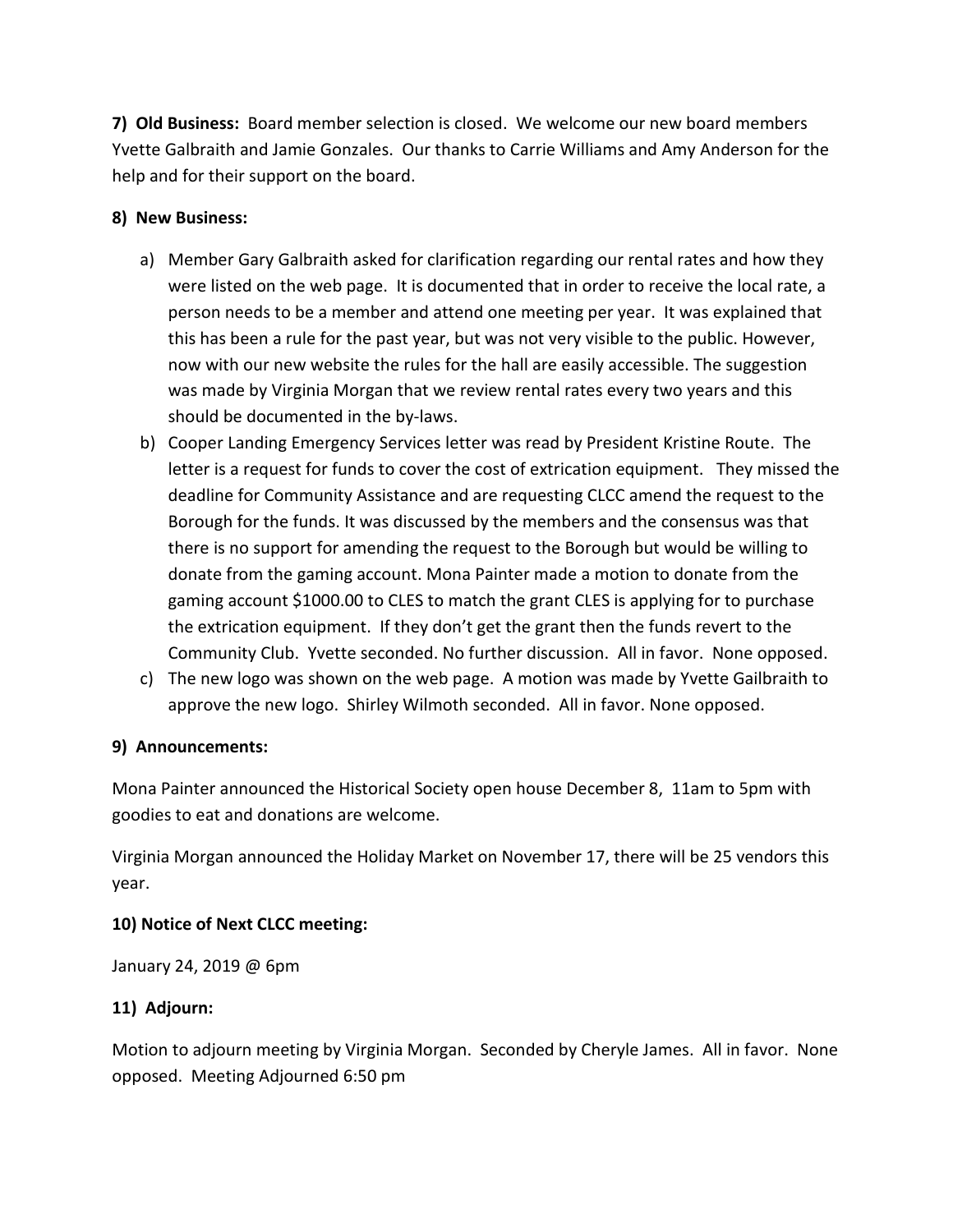**7) Old Business:** Board member selection is closed. We welcome our new board members Yvette Galbraith and Jamie Gonzales. Our thanks to Carrie Williams and Amy Anderson for the help and for their support on the board.

**8) New Business:**

a) Member Gary Galbraith asked for clarification regarding our rental rates and how they were listed on the web page. It is documented that in order to receive the local rate, a person needs to be a member and attend one meeting per year. It was explained that this has been a rule for the past year, but was not very visible to the public. However, now with our new website the rules for the hall are easily accessible. The suggestion was made by Virginia Morgan that we review rental rates every two years and this should be documented in the by-laws.

b) Cooper Landing Emergency Services letter was read by President Kristine Route. The letter is a request for funds to cover the cost of extrication equipment. They missed the deadline for Community Assistance and are requesting CLCC amend the request to the Borough for the funds. It was discussed by the members and the consensus was that there is no support for amending the request to the Borough but would be willing to donate from the gaming account. Mona Painter made a motion to donate from the gaming account $1000.00 to CLES to match the grant CLES is applying for to purchase the extrication equipment. If they don't get the grant then the funds revert to the Community Club. Yvette seconded. No further discussion. All in favor. None opposed.

c) The new logo was shown on the web page. A motion was made by Yvette Gailbraith to approve the new logo. Shirley Wilmoth seconded. All in favor. None opposed.

**9) Announcements:**

Mona Painter announced the Historical Society open house December 8, 11am to 5pm with goodies to eat and donations are welcome.

Virginia Morgan announced the Holiday Market on November 17, there will be 25 vendors this year.

**10) Notice of Next CLCC meeting:**

January 24, 2019 @ 6pm

**11) Adjourn:**

Motion to adjourn meeting by Virginia Morgan. Seconded by Cheryle James. All in favor. None opposed. Meeting Adjourned 6:50 pm